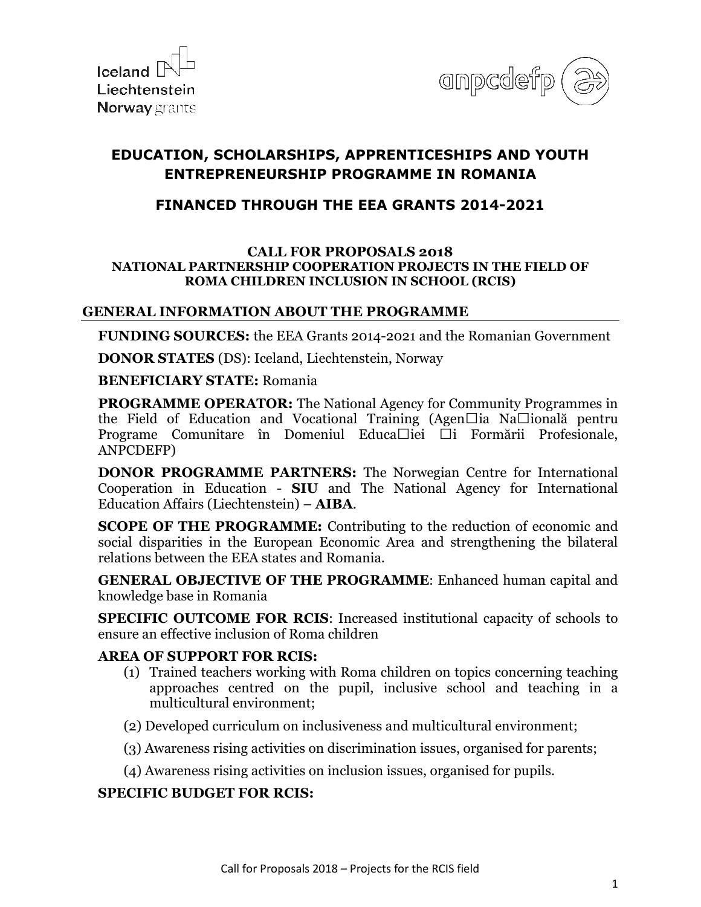Iceland
Liechtenstein
Norway grants

anpcdefp

# EDUCATION, SCHOLARSHIPS, APPRENTICESHIPS AND YOUTH ENTREPRENEURSHIP PROGRAMME IN ROMANIA

## FINANCED THROUGH THE EEA GRANTS 2014-2021

### CALL FOR PROPOSALS 2018
### NATIONAL PARTNERSHIP COOPERATION PROJECTS IN THE FIELD OF ROMA CHILDREN INCLUSION IN SCHOOL (RCIS)

## GENERAL INFORMATION ABOUT THE PROGRAMME

**FUNDING SOURCES:** the EEA Grants 2014-2021 and the Romanian Government

**DONOR STATES** (DS): Iceland, Liechtenstein, Norway

**BENEFICIARY STATE:** Romania

**PROGRAMME OPERATOR:** The National Agency for Community Programmes in the Field of Education and Vocational Training (Agen☐ia Na☐ională pentru Programe Comunitare în Domeniul Educa☐iei ☐i Formării Profesionale, ANPCDEFP)

**DONOR PROGRAMME PARTNERS:** The Norwegian Centre for International Cooperation in Education - **SIU** and The National Agency for International Education Affairs (Liechtenstein) – **AIBA**.

**SCOPE OF THE PROGRAMME:** Contributing to the reduction of economic and social disparities in the European Economic Area and strengthening the bilateral relations between the EEA states and Romania.

**GENERAL OBJECTIVE OF THE PROGRAMME**: Enhanced human capital and knowledge base in Romania

**SPECIFIC OUTCOME FOR RCIS**: Increased institutional capacity of schools to ensure an effective inclusion of Roma children

**AREA OF SUPPORT FOR RCIS:**

(1) Trained teachers working with Roma children on topics concerning teaching approaches centred on the pupil, inclusive school and teaching in a multicultural environment;

(2) Developed curriculum on inclusiveness and multicultural environment;

(3) Awareness rising activities on discrimination issues, organised for parents;

(4) Awareness rising activities on inclusion issues, organised for pupils.

**SPECIFIC BUDGET FOR RCIS:**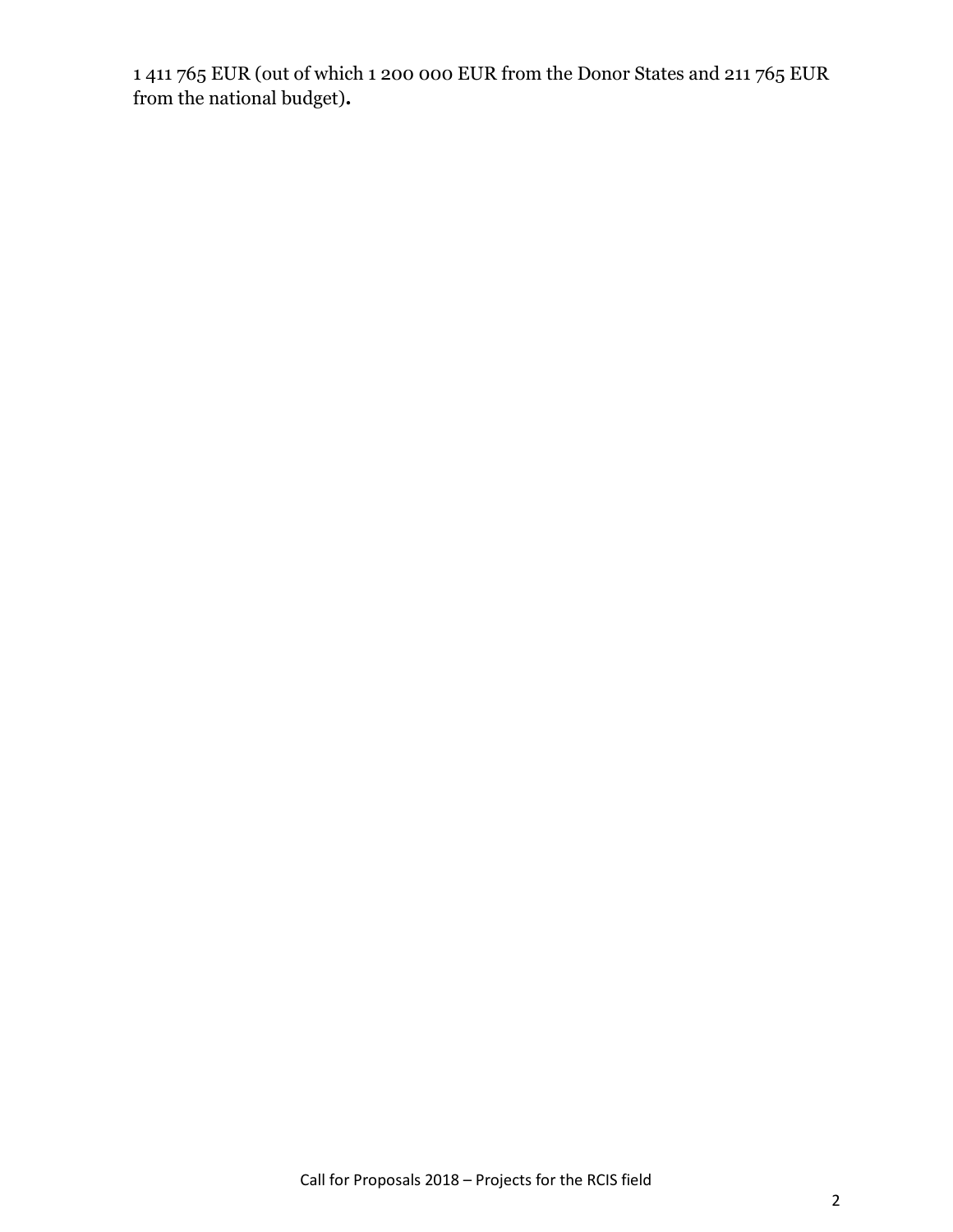1 411 765 EUR (out of which 1 200 000 EUR from the Donor States and 211 765 EUR from the national budget)**.**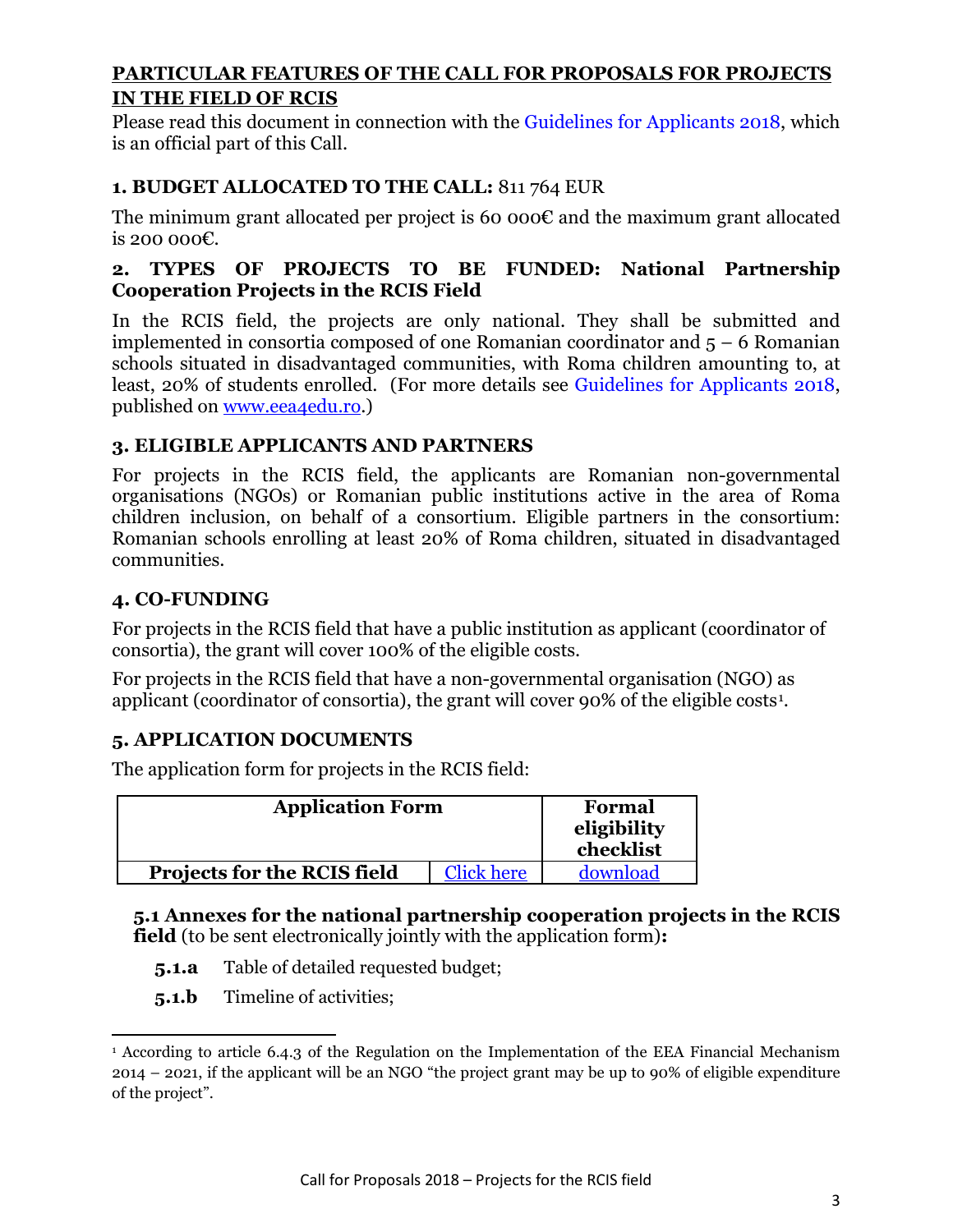## PARTICULAR FEATURES OF THE CALL FOR PROPOSALS FOR PROJECTS IN THE FIELD OF RCIS

Please read this document in connection with the Guidelines for Applicants 2018, which is an official part of this Call.

### 1. BUDGET ALLOCATED TO THE CALL: 811 764 EUR

The minimum grant allocated per project is 60 000€ and the maximum grant allocated is 200 000€.

### 2. TYPES OF PROJECTS TO BE FUNDED: National Partnership Cooperation Projects in the RCIS Field

In the RCIS field, the projects are only national. They shall be submitted and implemented in consortia composed of one Romanian coordinator and 5 – 6 Romanian schools situated in disadvantaged communities, with Roma children amounting to, at least, 20% of students enrolled. (For more details see Guidelines for Applicants 2018, published on www.eea4edu.ro.)

### 3. ELIGIBLE APPLICANTS AND PARTNERS

For projects in the RCIS field, the applicants are Romanian non-governmental organisations (NGOs) or Romanian public institutions active in the area of Roma children inclusion, on behalf of a consortium. Eligible partners in the consortium: Romanian schools enrolling at least 20% of Roma children, situated in disadvantaged communities.

### 4. CO-FUNDING

For projects in the RCIS field that have a public institution as applicant (coordinator of consortia), the grant will cover 100% of the eligible costs.

For projects in the RCIS field that have a non-governmental organisation (NGO) as applicant (coordinator of consortia), the grant will cover 90% of the eligible costs[1].

### 5. APPLICATION DOCUMENTS

The application form for projects in the RCIS field:

| Application Form | | Formal eligibility checklist |
|---|---|---|
| **Projects for the RCIS field** | Click here | download |

**5.1 Annexes for the national partnership cooperation projects in the RCIS field** (to be sent electronically jointly with the application form)**:**

- **5.1.a** Table of detailed requested budget;
- **5.1.b** Timeline of activities;

[1] According to article 6.4.3 of the Regulation on the Implementation of the EEA Financial Mechanism 2014 – 2021, if the applicant will be an NGO "the project grant may be up to 90% of eligible expenditure of the project".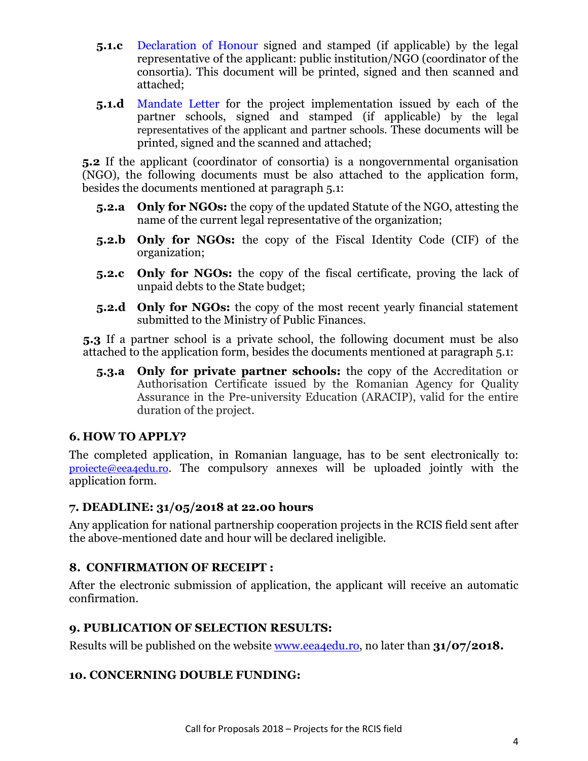**5.1.c** Declaration of Honour signed and stamped (if applicable) by the legal representative of the applicant: public institution/NGO (coordinator of the consortia). This document will be printed, signed and then scanned and attached;

**5.1.d** Mandate Letter for the project implementation issued by each of the partner schools, signed and stamped (if applicable) by the legal representatives of the applicant and partner schools. These documents will be printed, signed and the scanned and attached;

**5.2** If the applicant (coordinator of consortia) is a nongovernmental organisation (NGO), the following documents must be also attached to the application form, besides the documents mentioned at paragraph 5.1:

**5.2.a** **Only for NGOs:** the copy of the updated Statute of the NGO, attesting the name of the current legal representative of the organization;

**5.2.b** **Only for NGOs:** the copy of the Fiscal Identity Code (CIF) of the organization;

**5.2.c** **Only for NGOs:** the copy of the fiscal certificate, proving the lack of unpaid debts to the State budget;

**5.2.d** **Only for NGOs:** the copy of the most recent yearly financial statement submitted to the Ministry of Public Finances.

**5.3** If a partner school is a private school, the following document must be also attached to the application form, besides the documents mentioned at paragraph 5.1:

**5.3.a** **Only for private partner schools:** the copy of the Accreditation or Authorisation Certificate issued by the Romanian Agency for Quality Assurance in the Pre-university Education (ARACIP), valid for the entire duration of the project.

## 6. HOW TO APPLY?

The completed application, in Romanian language, has to be sent electronically to: proiecte@eea4edu.ro. The compulsory annexes will be uploaded jointly with the application form.

## 7. DEADLINE: 31/05/2018 at 22.00 hours

Any application for national partnership cooperation projects in the RCIS field sent after the above-mentioned date and hour will be declared ineligible.

## 8. CONFIRMATION OF RECEIPT :

After the electronic submission of application, the applicant will receive an automatic confirmation.

## 9. PUBLICATION OF SELECTION RESULTS:

Results will be published on the website www.eea4edu.ro, no later than **31/07/2018.**

## 10. CONCERNING DOUBLE FUNDING: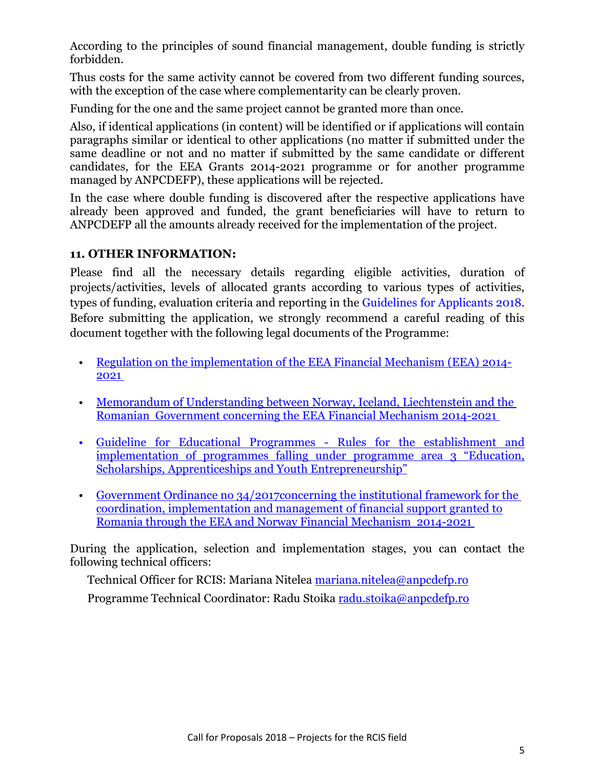According to the principles of sound financial management, double funding is strictly forbidden.

Thus costs for the same activity cannot be covered from two different funding sources, with the exception of the case where complementarity can be clearly proven.

Funding for the one and the same project cannot be granted more than once.

Also, if identical applications (in content) will be identified or if applications will contain paragraphs similar or identical to other applications (no matter if submitted under the same deadline or not and no matter if submitted by the same candidate or different candidates, for the EEA Grants 2014-2021 programme or for another programme managed by ANPCDEFP), these applications will be rejected.

In the case where double funding is discovered after the respective applications have already been approved and funded, the grant beneficiaries will have to return to ANPCDEFP all the amounts already received for the implementation of the project.

## 11. OTHER INFORMATION:

Please find all the necessary details regarding eligible activities, duration of projects/activities, levels of allocated grants according to various types of activities, types of funding, evaluation criteria and reporting in the Guidelines for Applicants 2018. Before submitting the application, we strongly recommend a careful reading of this document together with the following legal documents of the Programme:

- Regulation on the implementation of the EEA Financial Mechanism (EEA) 2014-2021
- Memorandum of Understanding between Norway, Iceland, Liechtenstein and the Romanian Government concerning the EEA Financial Mechanism 2014-2021
- Guideline for Educational Programmes - Rules for the establishment and implementation of programmes falling under programme area 3 "Education, Scholarships, Apprenticeships and Youth Entrepreneurship"
- Government Ordinance no 34/2017concerning the institutional framework for the coordination, implementation and management of financial support granted to Romania through the EEA and Norway Financial Mechanism 2014-2021

During the application, selection and implementation stages, you can contact the following technical officers:

Technical Officer for RCIS: Mariana Nitelea mariana.nitelea@anpcdefp.ro

Programme Technical Coordinator: Radu Stoika radu.stoika@anpcdefp.ro